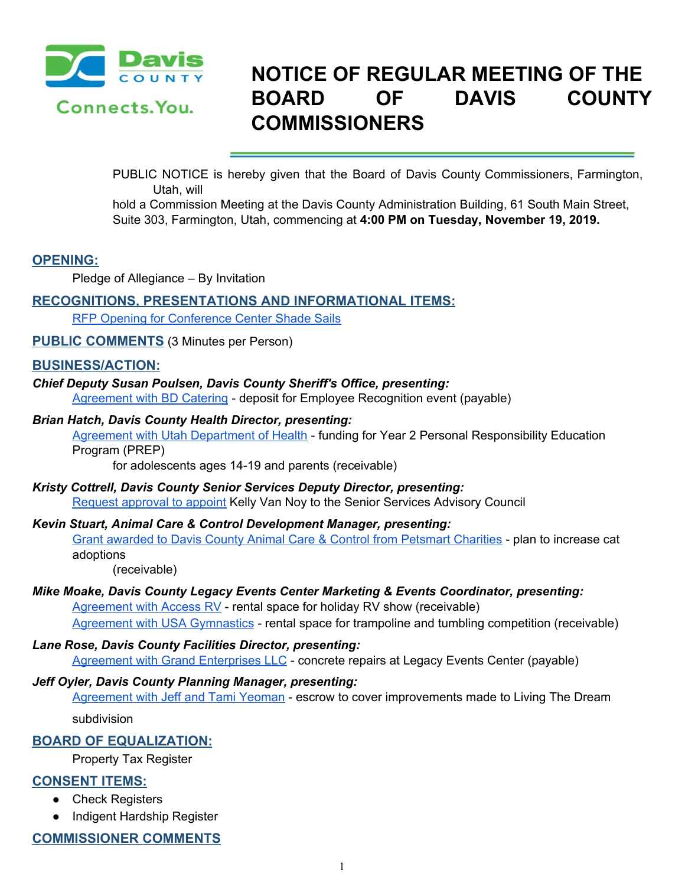# NOTICE OF REGULAR MEETING OF THE BOARD OF DAVIS COUNTY COMMISSIONERS

PUBLIC NOTICE is hereby given that the Board of Davis County Commissioners, Farmington, Utah, will hold a Commission Meeting at the Davis County Administration Building, 61 South Main Street, Suite 303, Farmington, Utah, commencing at **4:00 PM on Tuesday, November 19, 2019.**

## OPENING:

Pledge of Allegiance – By Invitation

## RECOGNITIONS, PRESENTATIONS AND INFORMATIONAL ITEMS:

RFP Opening for Conference Center Shade Sails

## PUBLIC COMMENTS (3 Minutes per Person)

## BUSINESS/ACTION:

***Chief Deputy Susan Poulsen, Davis County Sheriff's Office, presenting:***

Agreement with BD Catering - deposit for Employee Recognition event (payable)

***Brian Hatch, Davis County Health Director, presenting:***

Agreement with Utah Department of Health - funding for Year 2 Personal Responsibility Education Program (PREP) for adolescents ages 14-19 and parents (receivable)

***Kristy Cottrell, Davis County Senior Services Deputy Director, presenting:***

Request approval to appoint Kelly Van Noy to the Senior Services Advisory Council

***Kevin Stuart, Animal Care & Control Development Manager, presenting:***

Grant awarded to Davis County Animal Care & Control from Petsmart Charities - plan to increase cat adoptions (receivable)

***Mike Moake, Davis County Legacy Events Center Marketing & Events Coordinator, presenting:***

Agreement with Access RV - rental space for holiday RV show (receivable)

Agreement with USA Gymnastics - rental space for trampoline and tumbling competition (receivable)

***Lane Rose, Davis County Facilities Director, presenting:***

Agreement with Grand Enterprises LLC - concrete repairs at Legacy Events Center (payable)

***Jeff Oyler, Davis County Planning Manager, presenting:***

Agreement with Jeff and Tami Yeoman - escrow to cover improvements made to Living The Dream subdivision

## BOARD OF EQUALIZATION:

Property Tax Register

## CONSENT ITEMS:

- Check Registers
- Indigent Hardship Register

## COMMISSIONER COMMENTS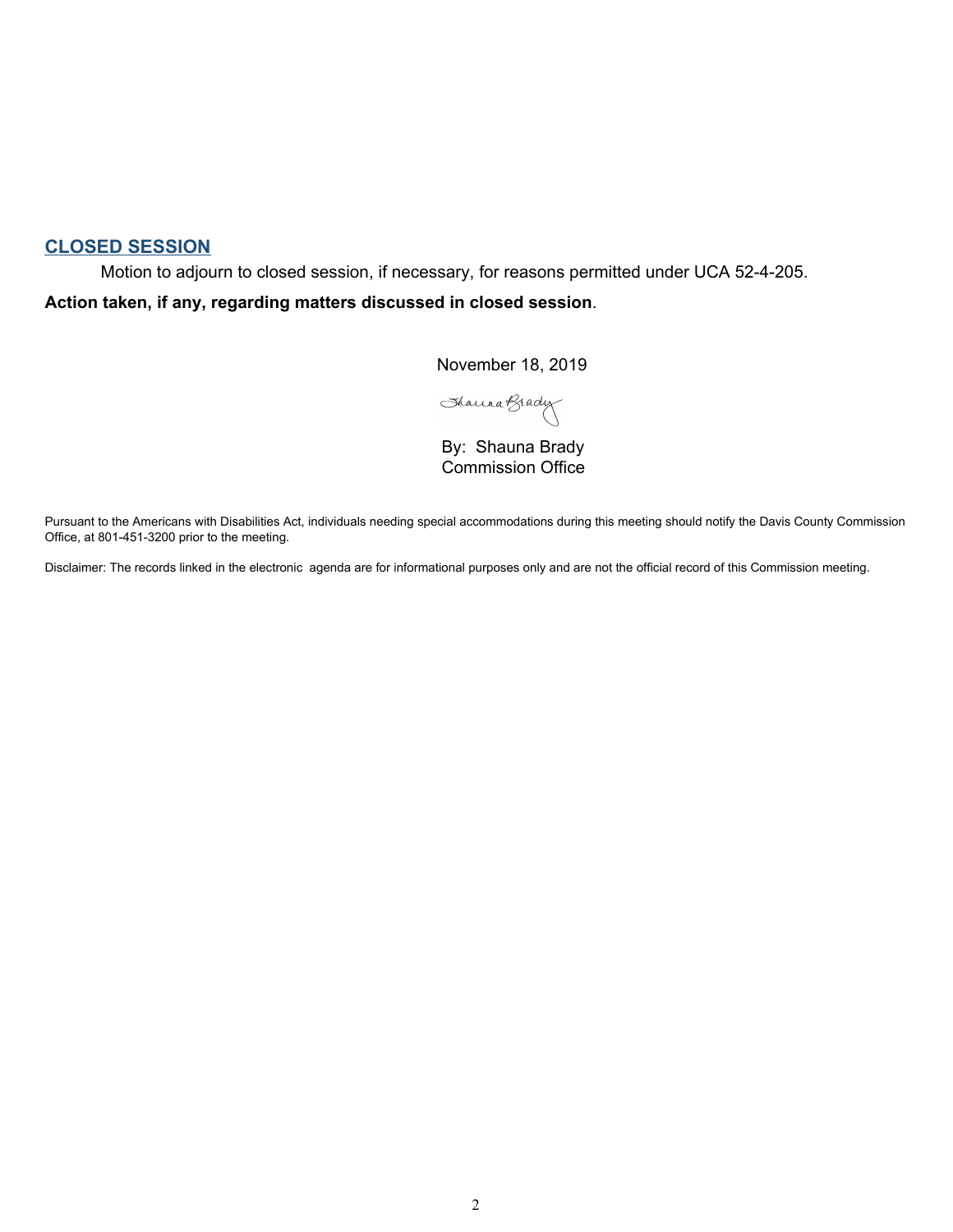## CLOSED SESSION

Motion to adjourn to closed session, if necessary, for reasons permitted under UCA 52-4-205.

**Action taken, if any, regarding matters discussed in closed session**.

November 18, 2019

Shauna Brady

By: Shauna Brady
Commission Office

Pursuant to the Americans with Disabilities Act, individuals needing special accommodations during this meeting should notify the Davis County Commission Office, at 801-451-3200 prior to the meeting.

Disclaimer: The records linked in the electronic agenda are for informational purposes only and are not the official record of this Commission meeting.